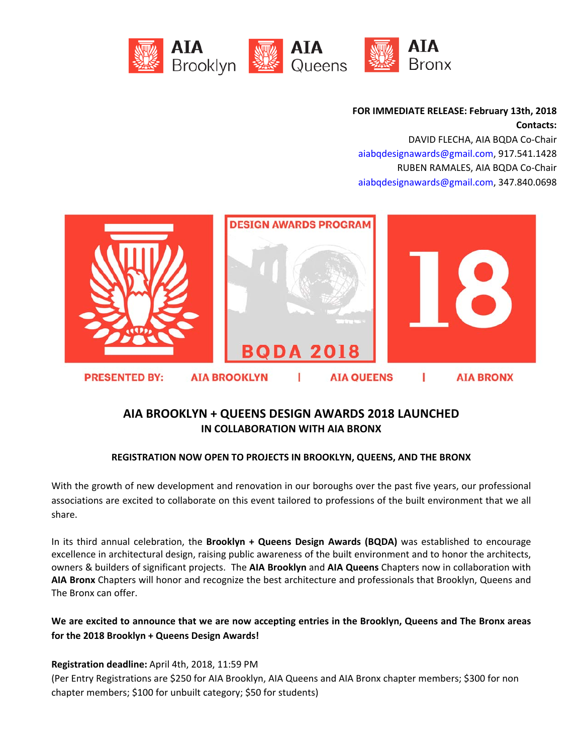AIA Brooklyn AIA Queens AIA Bronx

**FOR IMMEDIATE RELEASE: February 13th, 2018**
**Contacts:**
DAVID FLECHA, AIA BQDA Co-Chair
aiabqdesignawards@gmail.com, 917.541.1428
RUBEN RAMALES, AIA BQDA Co-Chair
aiabqdesignawards@gmail.com, 347.840.0698

DESIGN AWARDS PROGRAM

BQDA 2018

18

PRESENTED BY: AIA BROOKLYN | AIA QUEENS | AIA BRONX

# AIA BROOKLYN + QUEENS DESIGN AWARDS 2018 LAUNCHED

## IN COLLABORATION WITH AIA BRONX

### REGISTRATION NOW OPEN TO PROJECTS IN BROOKLYN, QUEENS, AND THE BRONX

With the growth of new development and renovation in our boroughs over the past five years, our professional associations are excited to collaborate on this event tailored to professions of the built environment that we all share.

In its third annual celebration, the **Brooklyn + Queens Design Awards (BQDA)** was established to encourage excellence in architectural design, raising public awareness of the built environment and to honor the architects, owners & builders of significant projects. The **AIA Brooklyn** and **AIA Queens** Chapters now in collaboration with **AIA Bronx** Chapters will honor and recognize the best architecture and professionals that Brooklyn, Queens and The Bronx can offer.

**We are excited to announce that we are now accepting entries in the Brooklyn, Queens and The Bronx areas for the 2018 Brooklyn + Queens Design Awards!**

**Registration deadline:** April 4th, 2018, 11:59 PM
(Per Entry Registrations are $250 for AIA Brooklyn, AIA Queens and AIA Bronx chapter members; $300 for non chapter members; $100 for unbuilt category; $50 for students)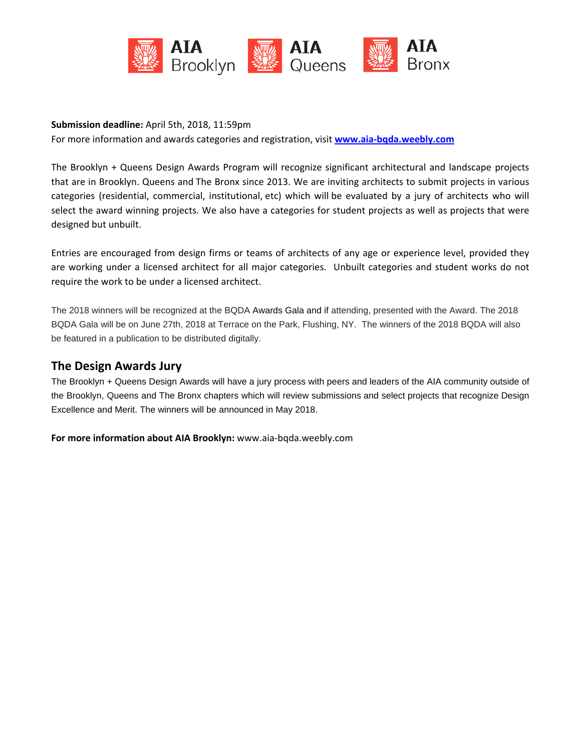AIA Brooklyn AIA Queens AIA Bronx

**Submission deadline:** April 5th, 2018, 11:59pm
For more information and awards categories and registration, visit **www.aia-bqda.weebly.com**

The Brooklyn + Queens Design Awards Program will recognize significant architectural and landscape projects that are in Brooklyn. Queens and The Bronx since 2013. We are inviting architects to submit projects in various categories (residential, commercial, institutional, etc) which will be evaluated by a jury of architects who will select the award winning projects. We also have a categories for student projects as well as projects that were designed but unbuilt.

Entries are encouraged from design firms or teams of architects of any age or experience level, provided they are working under a licensed architect for all major categories. Unbuilt categories and student works do not require the work to be under a licensed architect.

The 2018 winners will be recognized at the BQDA Awards Gala and if attending, presented with the Award. The 2018 BQDA Gala will be on June 27th, 2018 at Terrace on the Park, Flushing, NY. The winners of the 2018 BQDA will also be featured in a publication to be distributed digitally.

## The Design Awards Jury

The Brooklyn + Queens Design Awards will have a jury process with peers and leaders of the AIA community outside of the Brooklyn, Queens and The Bronx chapters which will review submissions and select projects that recognize Design Excellence and Merit. The winners will be announced in May 2018.

**For more information about AIA Brooklyn:** www.aia-bqda.weebly.com